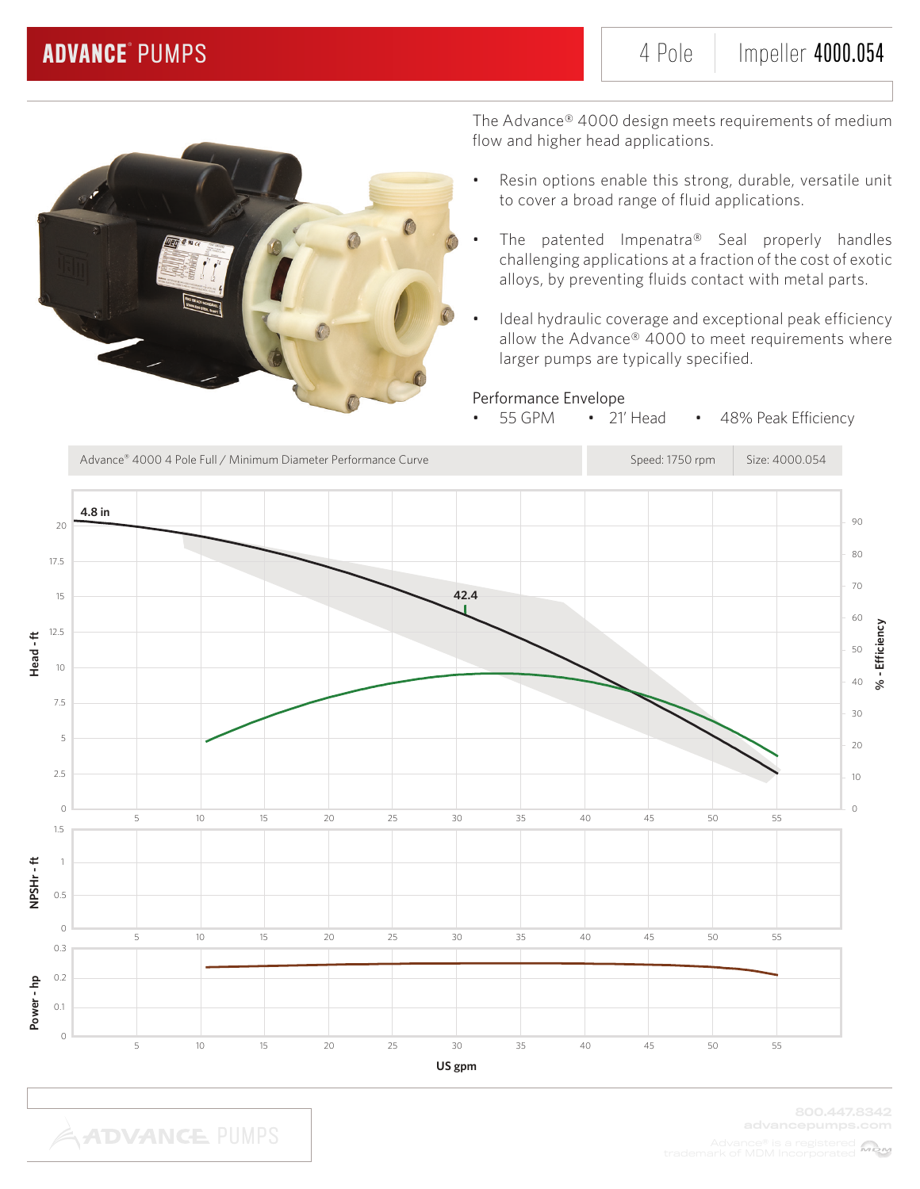# ADVANCE® PUMPS

4 Pole | Impeller **4000.054**

The Advance® 4000 design meets requirements of medium flow and higher head applications.

- Resin options enable this strong, durable, versatile unit to cover a broad range of fluid applications.
- The patented Impenatra® Seal properly handles challenging applications at a fraction of the cost of exotic alloys, by preventing fluids contact with metal parts.
- Ideal hydraulic coverage and exceptional peak efficiency allow the Advance® 4000 to meet requirements where larger pumps are typically specified.

Performance Envelope

- 55 GPM
- 21' Head
- 48% Peak Efficiency

Advance® 4000 4 Pole Full / Minimum Diameter Performance Curve | Speed: 1750 rpm | Size: 4000.054

4.8 in

42.4

Head - ft | % - Efficiency | NPSHr - ft | Power - hp | US gpm

800.447.8342
advancepumps.com

Advance® is a registered trademark of MDM Incorporated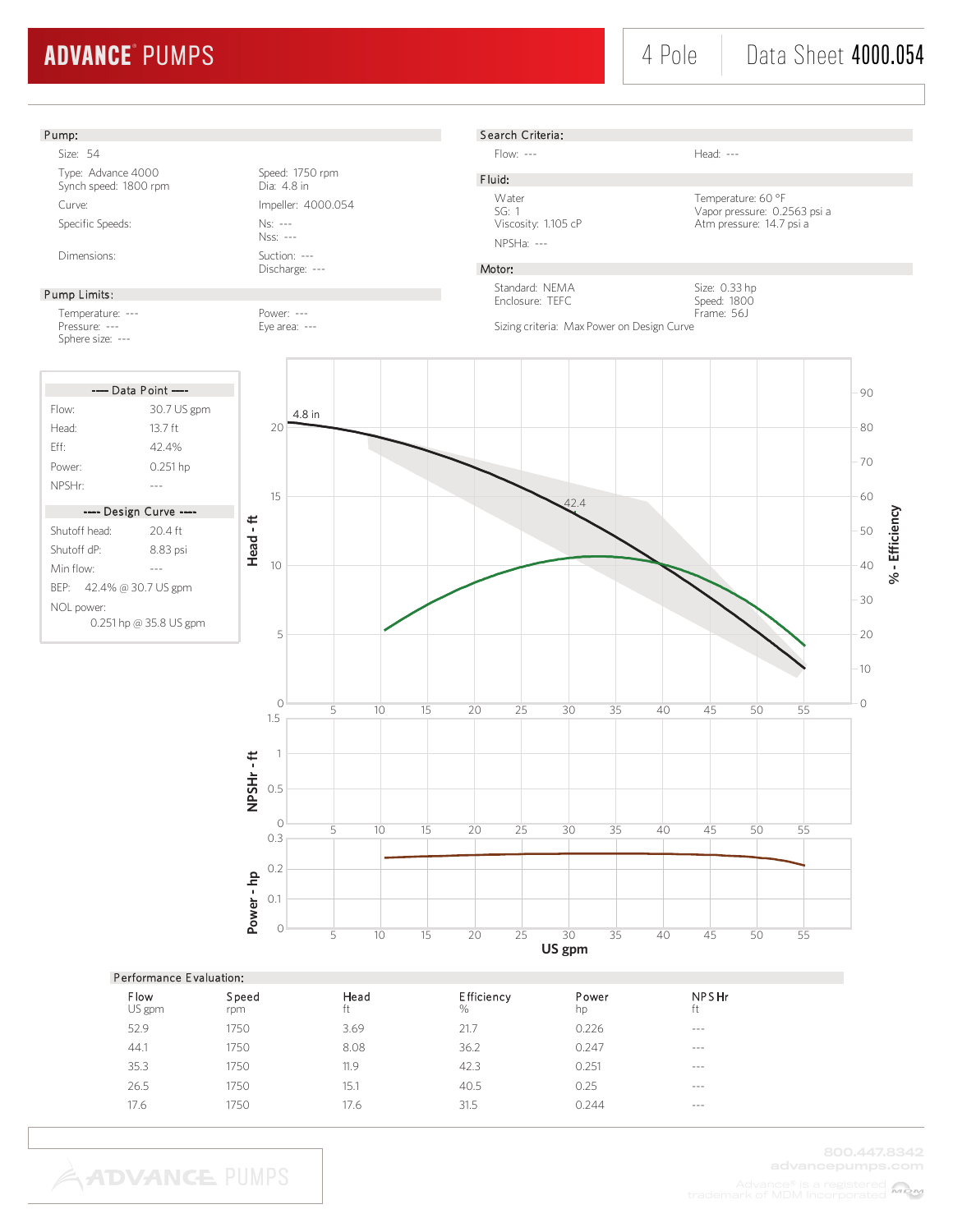# ADVANCE PUMPS

4 Pole | Data Sheet **4000.054**

## Pump:

Size: 54

Type: Advance 4000
Synch speed: 1800 rpm

Speed: 1750 rpm
Dia: 4.8 in

Curve:

Impeller: 4000.054

Specific Speeds:

Ns: ---
Nss: ---

Dimensions:

Suction: ---
Discharge: ---

## Pump Limits:

Temperature: ---
Pressure: ---
Sphere size: ---

Power: ---
Eye area: ---

## Search Criteria:

Flow: ---

Head: ---

## Fluid:

Water
SG: 1
Viscosity: 1.105 cP

Temperature: 60 °F
Vapor pressure: 0.2563 psi a
Atm pressure: 14.7 psi a

NPSHa: ---

## Motor:

Standard: NEMA
Enclosure: TEFC

Size: 0.33 hp
Speed: 1800
Frame: 56J

Sizing criteria: Max Power on Design Curve

### ---- Data Point ----

| | |
|---|---|
| Flow: | 30.7 US gpm |
| Head: | 13.7 ft |
| Eff: | 42.4% |
| Power: | 0.251 hp |
| NPSHr: | --- |

### ---- Design Curve ----

| | |
|---|---|
| Shutoff head: | 20.4 ft |
| Shutoff dP: | 8.83 psi |
| Min flow: | --- |
| BEP: | 42.4% @ 30.7 US gpm |
| NOL power: | 0.251 hp @ 35.8 US gpm |

## Performance Evaluation:

| Flow<br>US gpm | Speed<br>rpm | Head<br>ft | Efficiency<br>% | Power<br>hp | NPSHr<br>ft |
|---|---|---|---|---|---|
| 52.9 | 1750 | 3.69 | 21.7 | 0.226 | --- |
| 44.1 | 1750 | 8.08 | 36.2 | 0.247 | --- |
| 35.3 | 1750 | 11.9 | 42.3 | 0.251 | --- |
| 26.5 | 1750 | 15.1 | 40.5 | 0.25 | --- |
| 17.6 | 1750 | 17.6 | 31.5 | 0.244 | --- |

800.447.8342
advancepumps.com
Advance® is a registered trademark of MDM Incorporated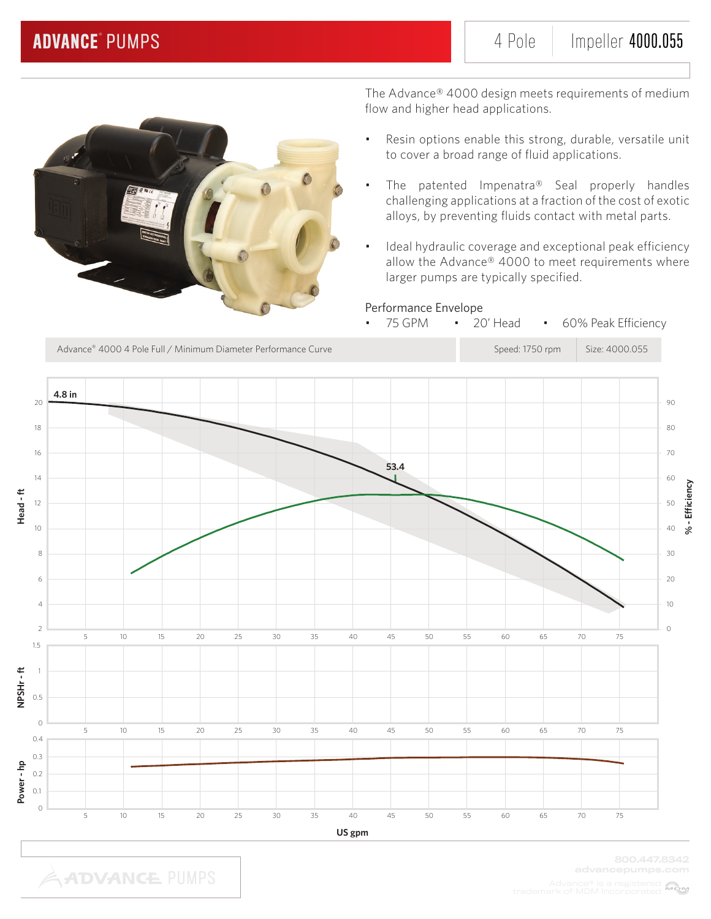# ADVANCE® PUMPS

4 Pole | Impeller **4000.055**

The Advance® 4000 design meets requirements of medium flow and higher head applications.

- Resin options enable this strong, durable, versatile unit to cover a broad range of fluid applications.
- The patented Impenatra® Seal properly handles challenging applications at a fraction of the cost of exotic alloys, by preventing fluids contact with metal parts.
- Ideal hydraulic coverage and exceptional peak efficiency allow the Advance® 4000 to meet requirements where larger pumps are typically specified.

Performance Envelope

- 75 GPM
- 20' Head
- 60% Peak Efficiency

| Advance® 4000 4 Pole Full / Minimum Diameter Performance Curve | Speed: 1750 rpm | Size: 4000.055 |
|---|---|---|

4.8 in

53.4

Head - ft

% - Efficiency

NPSHr - ft

Power - hp

US gpm

800.447.8342
advancepumps.com

Advance® is a registered trademark of MDM Incorporated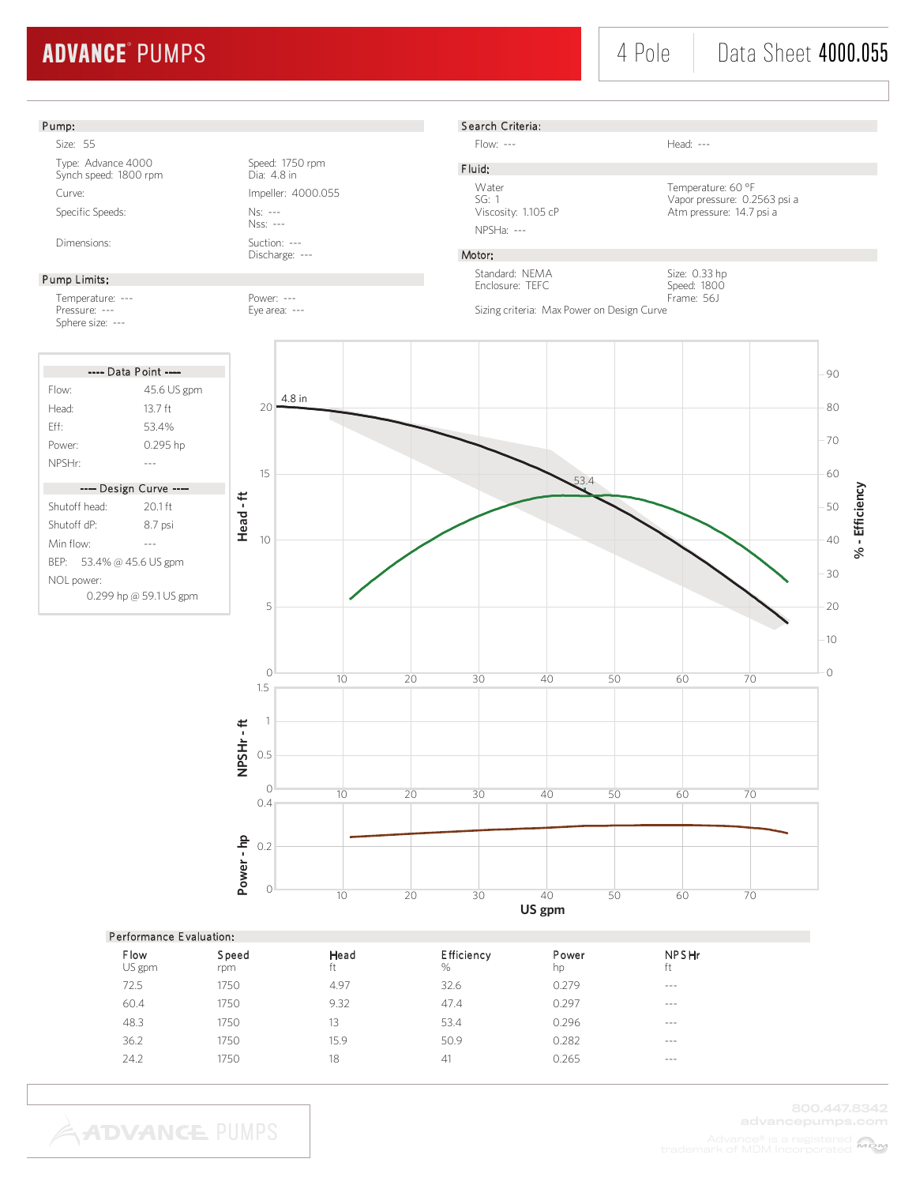# ADVANCE® PUMPS

4 Pole | Data Sheet **4000.055**

## Pump:

Size: 55

Type: Advance 4000
Synch speed: 1800 rpm

Speed: 1750 rpm
Dia: 4.8 in

Curve:

Impeller: 4000.055

Specific Speeds:

Ns: ---
Nss: ---

Dimensions:

Suction: ---
Discharge: ---

## Pump Limits:

Temperature: ---
Pressure: ---
Sphere size: ---

Power: ---
Eye area: ---

## Search Criteria:

Flow: ---

Head: ---

## Fluid:

Water
SG: 1
Viscosity: 1.105 cP
NPSHa: ---

Temperature: 60 °F
Vapor pressure: 0.2563 psi a
Atm pressure: 14.7 psi a

## Motor:

Standard: NEMA
Enclosure: TEFC

Size: 0.33 hp
Speed: 1800
Frame: 56J

Sizing criteria: Max Power on Design Curve

## ---- Data Point ----

| | |
|---|---|
| Flow: | 45.6 US gpm |
| Head: | 13.7 ft |
| Eff: | 53.4% |
| Power: | 0.295 hp |
| NPSHr: | --- |

## ---- Design Curve ----

| | |
|---|---|
| Shutoff head: | 20.1 ft |
| Shutoff dP: | 8.7 psi |
| Min flow: | --- |
| BEP: | 53.4% @ 45.6 US gpm |
| NOL power: | 0.299 hp @ 59.1 US gpm |

## Performance Evaluation:

| Flow<br>US gpm | Speed<br>rpm | Head<br>ft | Efficiency<br>% | Power<br>hp | NPSHr<br>ft |
|---|---|---|---|---|---|
| 72.5 | 1750 | 4.97 | 32.6 | 0.279 | --- |
| 60.4 | 1750 | 9.32 | 47.4 | 0.297 | --- |
| 48.3 | 1750 | 13 | 53.4 | 0.296 | --- |
| 36.2 | 1750 | 15.9 | 50.9 | 0.282 | --- |
| 24.2 | 1750 | 18 | 41 | 0.265 | --- |

800.447.8342
advancepumps.com
Advance® is a registered trademark of MDM Incorporated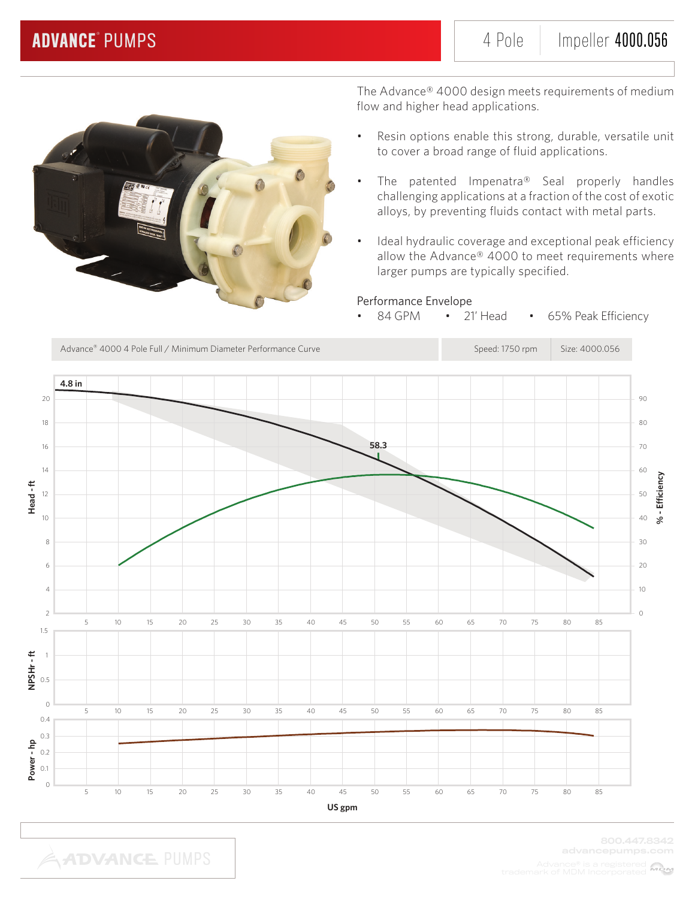# ADVANCE® PUMPS

4 Pole | Impeller **4000.056**

The Advance® 4000 design meets requirements of medium flow and higher head applications.

- Resin options enable this strong, durable, versatile unit to cover a broad range of fluid applications.
- The patented Impenatra® Seal properly handles challenging applications at a fraction of the cost of exotic alloys, by preventing fluids contact with metal parts.
- Ideal hydraulic coverage and exceptional peak efficiency allow the Advance® 4000 to meet requirements where larger pumps are typically specified.

## Performance Envelope

- 84 GPM
- 21' Head
- 65% Peak Efficiency

| Advance® 4000 4 Pole Full / Minimum Diameter Performance Curve | Speed: 1750 rpm | Size: 4000.056 |
|---|---|---|

4.8 in

58.3

Head - ft | % - Efficiency | NPSHr - ft | Power - hp

US gpm

800.447.8342
advancepumps.com

Advance® is a registered trademark of MDM Incorporated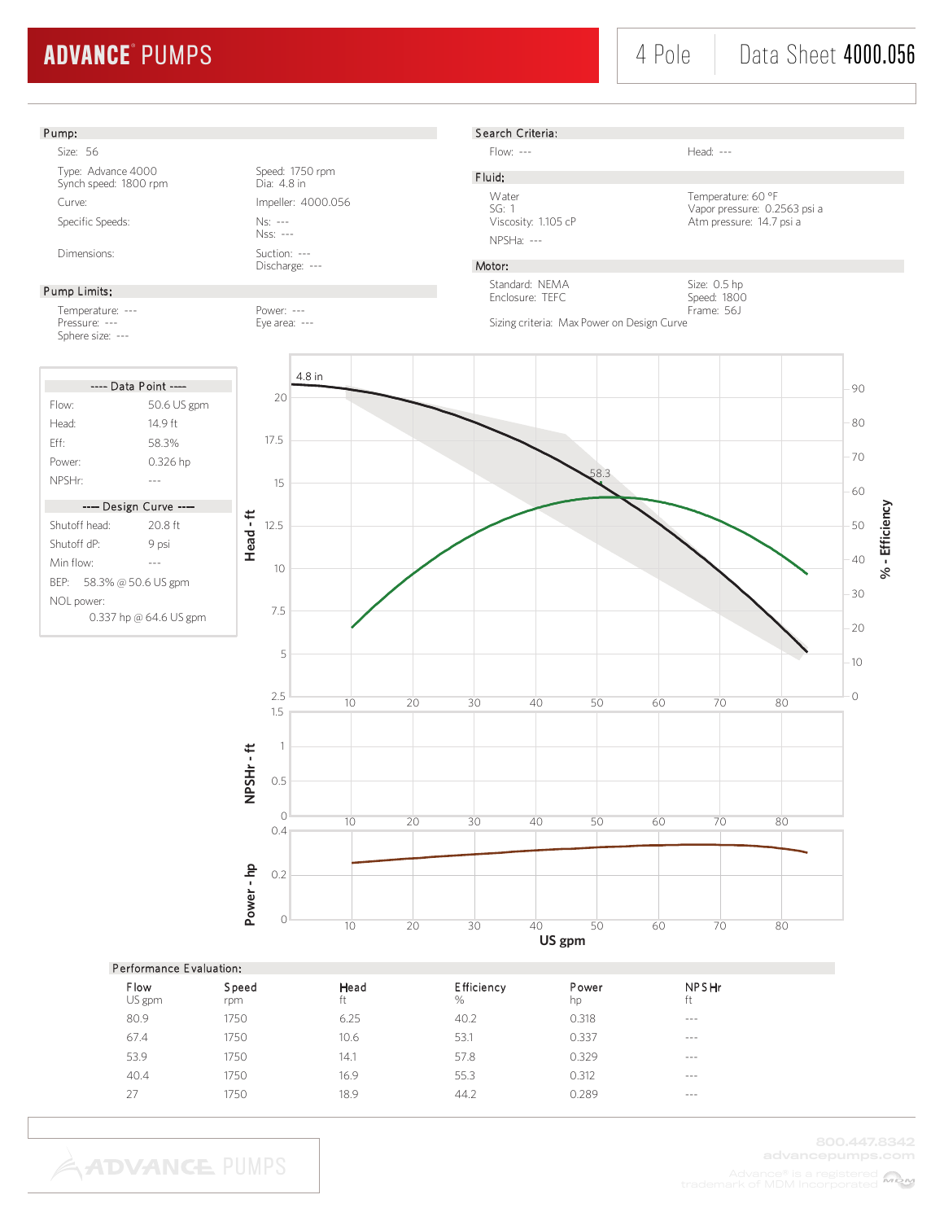# ADVANCE PUMPS

4 Pole | Data Sheet **4000.056**

## Pump:

Size: 56

| | |
|---|---|
| Type: Advance 4000<br>Synch speed: 1800 rpm | Speed: 1750 rpm<br>Dia: 4.8 in |
| Curve: | Impeller: 4000.056 |
| Specific Speeds: | Ns: ---<br>Nss: --- |
| Dimensions: | Suction: ---<br>Discharge: --- |

## Pump Limits:

| | |
|---|---|
| Temperature: ---<br>Pressure: ---<br>Sphere size: --- | Power: ---<br>Eye area: --- |

## Search Criteria:

| | |
|---|---|
| Flow: --- | Head: --- |

## Fluid:

| | |
|---|---|
| Water<br>SG: 1<br>Viscosity: 1.105 cP | Temperature: 60 °F<br>Vapor pressure: 0.2563 psi a<br>Atm pressure: 14.7 psi a |
| NPSHa: --- | |

## Motor:

| | |
|---|---|
| Standard: NEMA<br>Enclosure: TEFC | Size: 0.5 hp<br>Speed: 1800<br>Frame: 56J |

Sizing criteria: Max Power on Design Curve

**---- Data Point ----**

| | |
|---|---|
| Flow: | 50.6 US gpm |
| Head: | 14.9 ft |
| Eff: | 58.3% |
| Power: | 0.326 hp |
| NPSHr: | --- |

**---- Design Curve ----**

| | |
|---|---|
| Shutoff head: | 20.8 ft |
| Shutoff dP: | 9 psi |
| Min flow: | --- |
| BEP: | 58.3% @ 50.6 US gpm |
| NOL power: | 0.337 hp @ 64.6 US gpm |

## Performance Evaluation:

| Flow<br>US gpm | Speed<br>rpm | Head<br>ft | Efficiency<br>% | Power<br>hp | NPSHr<br>ft |
|---|---|---|---|---|---|
| 80.9 | 1750 | 6.25 | 40.2 | 0.318 | --- |
| 67.4 | 1750 | 10.6 | 53.1 | 0.337 | --- |
| 53.9 | 1750 | 14.1 | 57.8 | 0.329 | --- |
| 40.4 | 1750 | 16.9 | 55.3 | 0.312 | --- |
| 27 | 1750 | 18.9 | 44.2 | 0.289 | --- |

800.447.8342
advancepumps.com

Advance® is a registered trademark of MDM Incorporated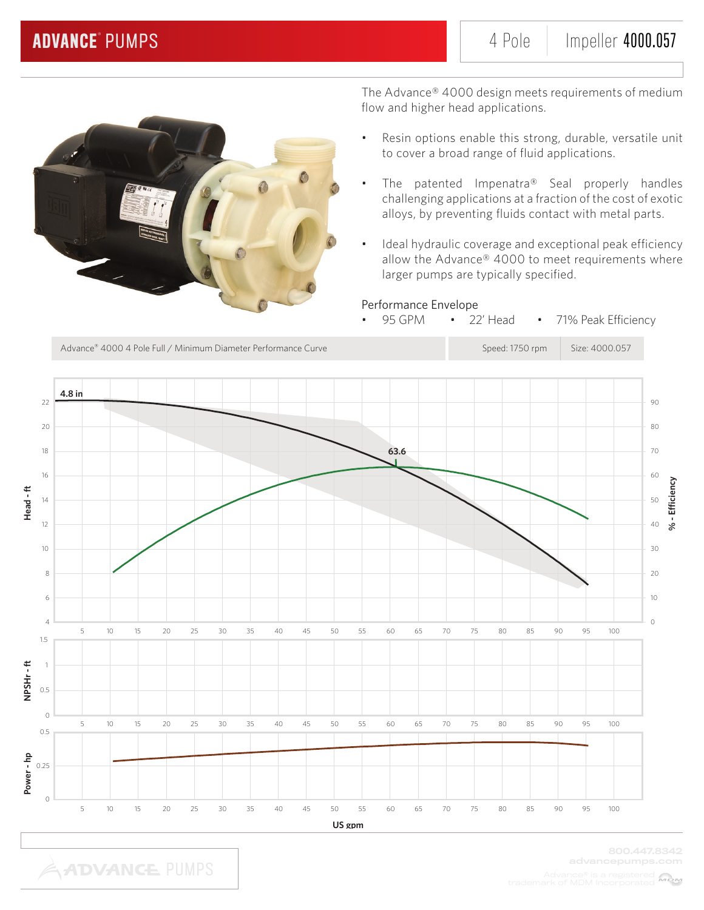# ADVANCE® PUMPS

4 Pole | Impeller **4000.057**

The Advance® 4000 design meets requirements of medium flow and higher head applications.

- Resin options enable this strong, durable, versatile unit to cover a broad range of fluid applications.
- The patented Impenatra® Seal properly handles challenging applications at a fraction of the cost of exotic alloys, by preventing fluids contact with metal parts.
- Ideal hydraulic coverage and exceptional peak efficiency allow the Advance® 4000 to meet requirements where larger pumps are typically specified.

Performance Envelope

- 95 GPM
- 22' Head
- 71% Peak Efficiency

| Advance® 4000 4 Pole Full / Minimum Diameter Performance Curve | Speed: 1750 rpm | Size: 4000.057 |
|---|---|---|

4.8 in

63.6

Head - ft

% - Efficiency

NPSHr - ft

Power - hp

US gpm

800.447.8342
advancepumps.com

Advance® is a registered trademark of MDM Incorporated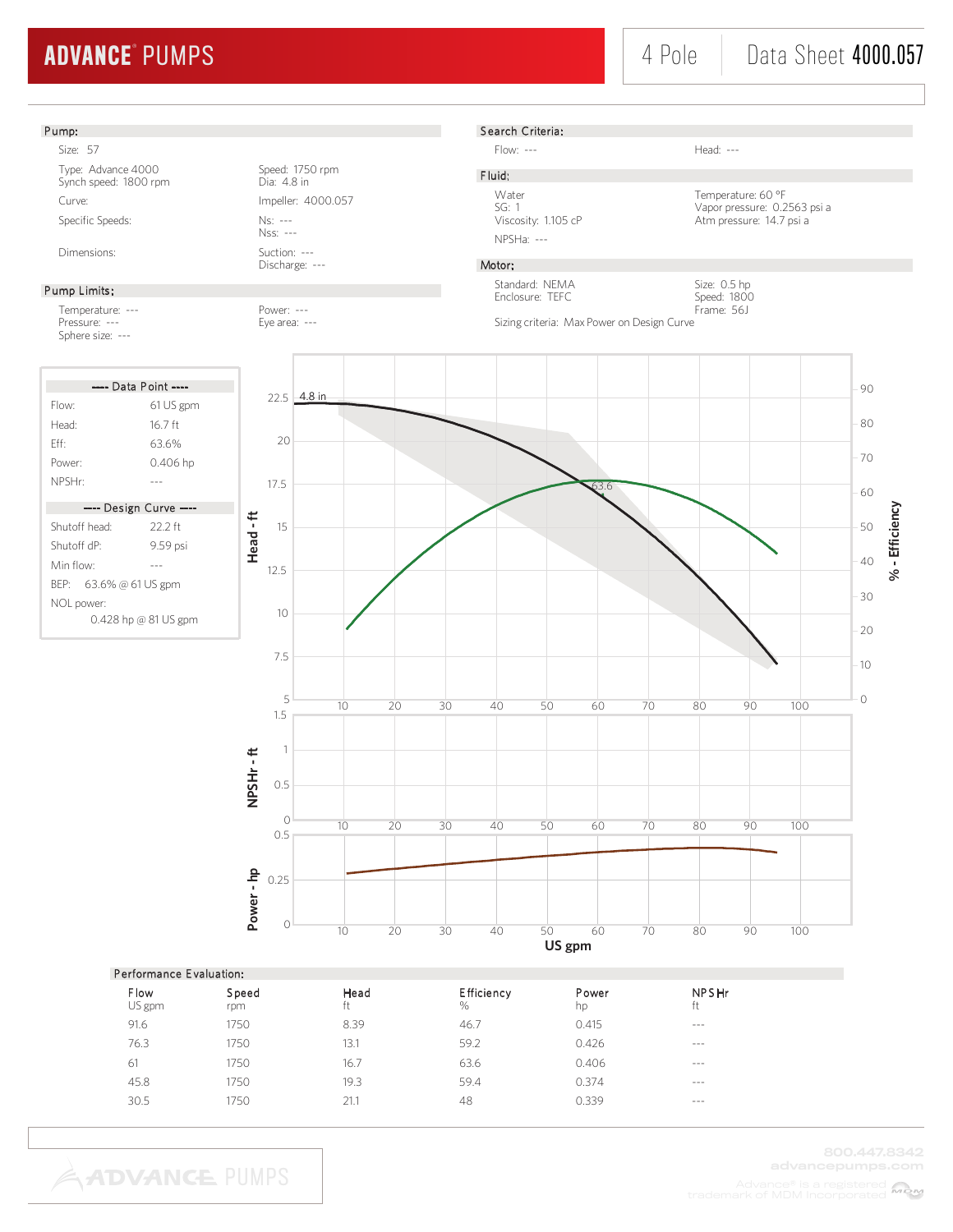# ADVANCE® PUMPS

4 Pole | Data Sheet **4000.057**

## Pump:

Size: 57

Type: Advance 4000
Synch speed: 1800 rpm

Speed: 1750 rpm
Dia: 4.8 in

Curve:

Impeller: 4000.057

Specific Speeds:

Ns: ---
Nss: ---

Dimensions:

Suction: ---
Discharge: ---

## Pump Limits:

Temperature: ---
Pressure: ---
Sphere size: ---

Power: ---
Eye area: ---

## Search Criteria:

Flow: ---

Head: ---

## Fluid:

Water
SG: 1
Viscosity: 1.105 cP

NPSHa: ---

Temperature: 60 °F
Vapor pressure: 0.2563 psi a
Atm pressure: 14.7 psi a

## Motor:

Standard: NEMA
Enclosure: TEFC

Size: 0.5 hp
Speed: 1800
Frame: 56J

Sizing criteria: Max Power on Design Curve

### ---- Data Point ----

| | |
|---|---|
| Flow: | 61 US gpm |
| Head: | 16.7 ft |
| Eff: | 63.6% |
| Power: | 0.406 hp |
| NPSHr: | --- |

### ---- Design Curve ----

| | |
|---|---|
| Shutoff head: | 22.2 ft |
| Shutoff dP: | 9.59 psi |
| Min flow: | --- |
| BEP: | 63.6% @ 61 US gpm |
| NOL power: | 0.428 hp @ 81 US gpm |

## Performance Evaluation:

| Flow<br>US gpm | Speed<br>rpm | Head<br>ft | Efficiency<br>% | Power<br>hp | NPSHr<br>ft |
|---|---|---|---|---|---|
| 91.6 | 1750 | 8.39 | 46.7 | 0.415 | --- |
| 76.3 | 1750 | 13.1 | 59.2 | 0.426 | --- |
| 61 | 1750 | 16.7 | 63.6 | 0.406 | --- |
| 45.8 | 1750 | 19.3 | 59.4 | 0.374 | --- |
| 30.5 | 1750 | 21.1 | 48 | 0.339 | --- |

800.447.8342
advancepumps.com

Advance® is a registered trademark of MDM Incorporated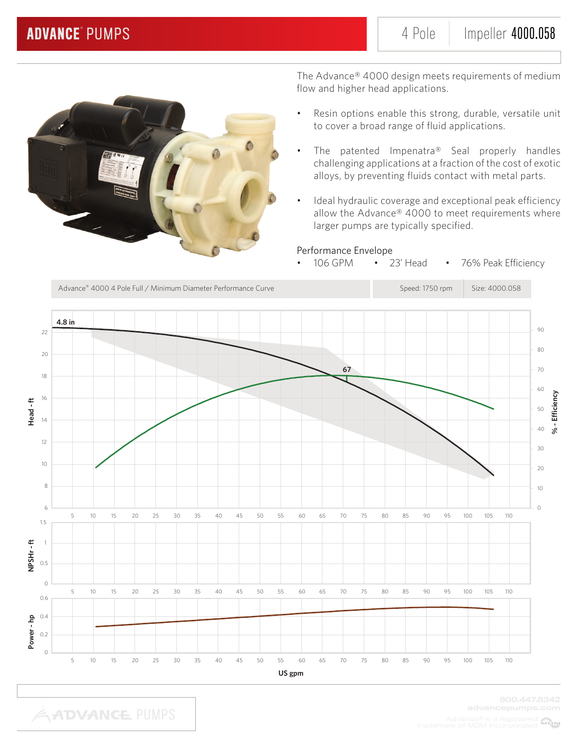# ADVANCE® PUMPS

4 Pole | Impeller **4000.058**

The Advance® 4000 design meets requirements of medium flow and higher head applications.

- Resin options enable this strong, durable, versatile unit to cover a broad range of fluid applications.
- The patented Impenatra® Seal properly handles challenging applications at a fraction of the cost of exotic alloys, by preventing fluids contact with metal parts.
- Ideal hydraulic coverage and exceptional peak efficiency allow the Advance® 4000 to meet requirements where larger pumps are typically specified.

## Performance Envelope

- 106 GPM
- 23' Head
- 76% Peak Efficiency

| Advance® 4000 4 Pole Full / Minimum Diameter Performance Curve | Speed: 1750 rpm | Size: 4000.058 |
|---|---|---|

4.8 in

67

Head - ft | % - Efficiency | NPSHr - ft | Power - hp | US gpm

800.447.8342
advancepumps.com

Advance® is a registered trademark of MDM Incorporated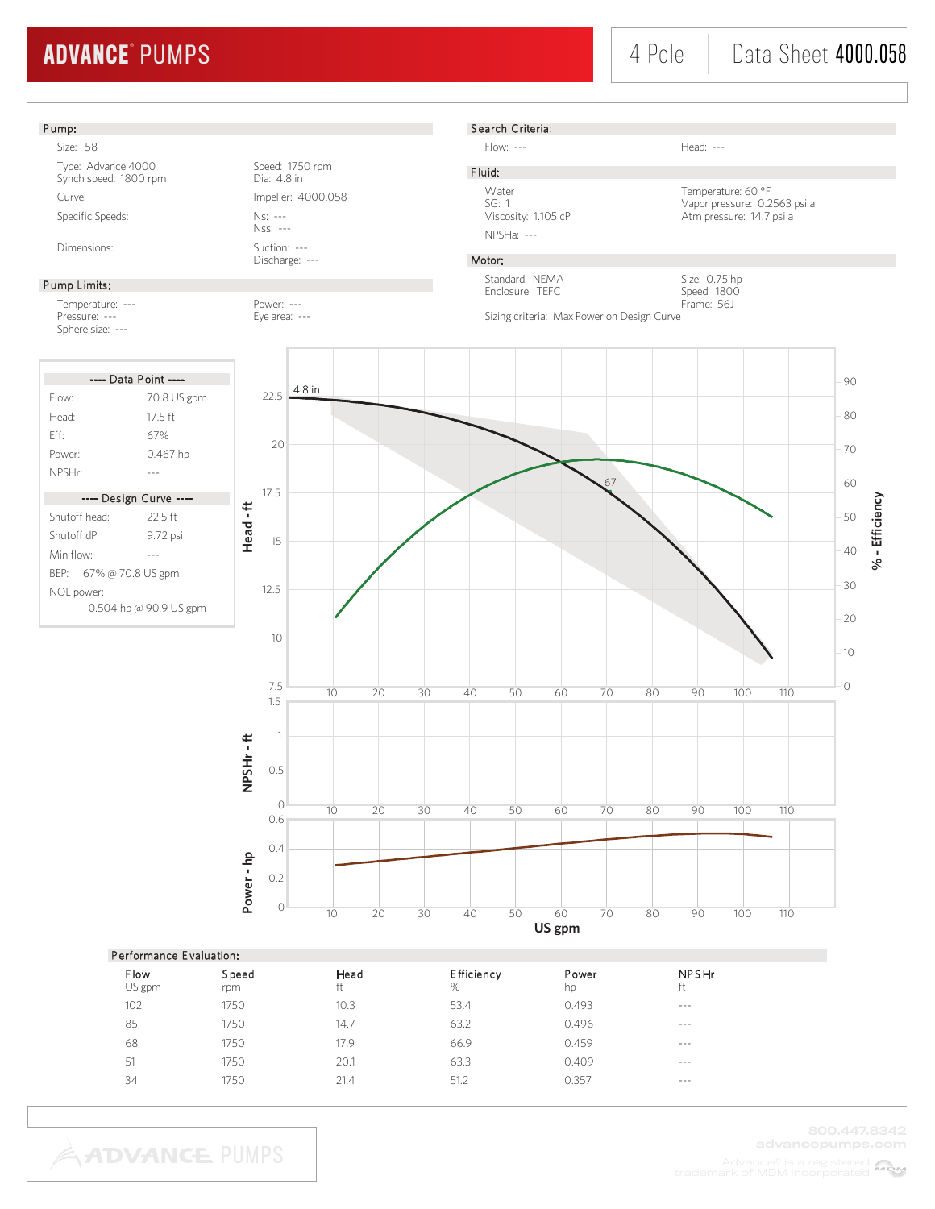# ADVANCE® PUMPS

4 Pole | Data Sheet **4000.058**

## Pump:

Size: 58

Type: Advance 4000
Synch speed: 1800 rpm

Speed: 1750 rpm
Dia: 4.8 in

Curve:

Impeller: 4000.058

Specific Speeds:

Ns: ---
Nss: ---

Dimensions:

Suction: ---
Discharge: ---

## Pump Limits:

Temperature: ---
Pressure: ---
Sphere size: ---

Power: ---
Eye area: ---

## Search Criteria:

Flow: ---

Head: ---

## Fluid:

Water
SG: 1
Viscosity: 1.105 cP

Temperature: 60 °F
Vapor pressure: 0.2563 psi a
Atm pressure: 14.7 psi a

NPSHa: ---

## Motor:

Standard: NEMA
Enclosure: TEFC

Size: 0.75 hp
Speed: 1800
Frame: 56J

Sizing criteria: Max Power on Design Curve

---- Data Point ----

| | |
|---|---|
| Flow: | 70.8 US gpm |
| Head: | 17.5 ft |
| Eff: | 67% |
| Power: | 0.467 hp |
| NPSHr: | --- |

---- Design Curve ----

| | |
|---|---|
| Shutoff head: | 22.5 ft |
| Shutoff dP: | 9.72 psi |
| Min flow: | --- |
| BEP: | 67% @ 70.8 US gpm |
| NOL power: | 0.504 hp @ 90.9 US gpm |

## Performance Evaluation:

| Flow<br>US gpm | Speed<br>rpm | Head<br>ft | Efficiency<br>% | Power<br>hp | NPSHr<br>ft |
|---|---|---|---|---|---|
| 102 | 1750 | 10.3 | 53.4 | 0.493 | --- |
| 85 | 1750 | 14.7 | 63.2 | 0.496 | --- |
| 68 | 1750 | 17.9 | 66.9 | 0.459 | --- |
| 51 | 1750 | 20.1 | 63.3 | 0.409 | --- |
| 34 | 1750 | 21.4 | 51.2 | 0.357 | --- |

800.447.8342
advancepumps.com
Advance® is a registered trademark of MDM Incorporated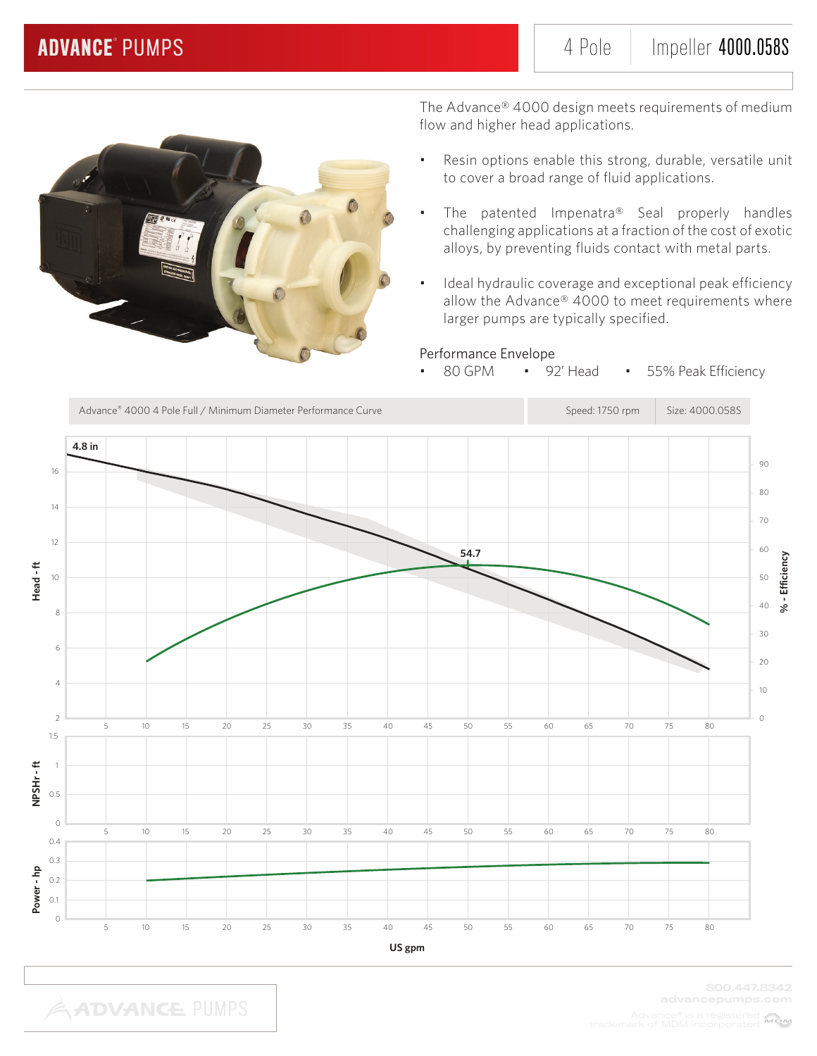# ADVANCE® PUMPS

4 Pole | Impeller **4000.058S**

The Advance® 4000 design meets requirements of medium flow and higher head applications.

- Resin options enable this strong, durable, versatile unit to cover a broad range of fluid applications.
- The patented Impenatra® Seal properly handles challenging applications at a fraction of the cost of exotic alloys, by preventing fluids contact with metal parts.
- Ideal hydraulic coverage and exceptional peak efficiency allow the Advance® 4000 to meet requirements where larger pumps are typically specified.

Performance Envelope

- 80 GPM
- 92' Head
- 55% Peak Efficiency

| Advance® 4000 4 Pole Full / Minimum Diameter Performance Curve | Speed: 1750 rpm | Size: 4000.058S |
|---|---|---|

4.8 in

54.7

Head - ft

% - Efficiency

NPSHr - ft

Power - hp

US gpm

800.447.8342
advancepumps.com

Advance® is a registered trademark of MDM Incorporated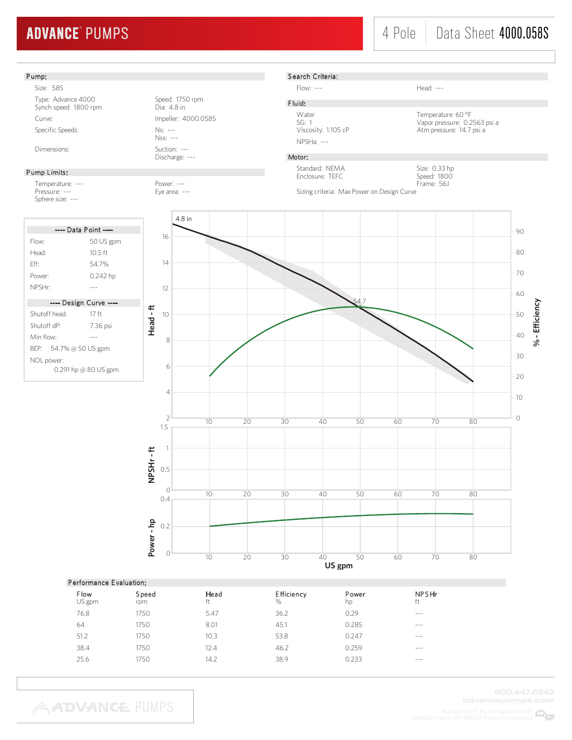# ADVANCE® PUMPS

4 Pole | Data Sheet **4000.058S**

## Pump:

Size: 58S

Type: Advance 4000
Synch speed: 1800 rpm

Speed: 1750 rpm
Dia: 4.8 in

Curve:

Impeller: 4000.058S

Specific Speeds:

Ns: ---
Nss: ---

Dimensions:

Suction: ---
Discharge: ---

## Pump Limits:

Temperature: ---
Pressure: ---
Sphere size: ---

Power: ---
Eye area: ---

## Search Criteria:

Flow: ---

Head: ---

## Fluid:

Water
SG: 1
Viscosity: 1.105 cP

Temperature: 60 °F
Vapor pressure: 0.2563 psi a
Atm pressure: 14.7 psi a

NPSHa: ---

## Motor:

Standard: NEMA
Enclosure: TEFC

Size: 0.33 hp
Speed: 1800
Frame: 56J

Sizing criteria: Max Power on Design Curve

---- Data Point ----

| | |
|---|---|
| Flow: | 50 US gpm |
| Head: | 10.5 ft |
| Eff: | 54.7% |
| Power: | 0.242 hp |
| NPSHr: | --- |

---- Design Curve ----

| | |
|---|---|
| Shutoff head: | 17 ft |
| Shutoff dP: | 7.36 psi |
| Min flow: | --- |
| BEP: | 54.7% @ 50 US gpm |
| NOL power: | 0.291 hp @ 80 US gpm |

4.8 in

54.7

Head - ft

% - Efficiency

NPSHr - ft

Power - hp

US gpm

## Performance Evaluation:

| Flow<br>US gpm | Speed<br>rpm | Head<br>ft | Efficiency<br>% | Power<br>hp | NPSHr<br>ft |
|---|---|---|---|---|---|
| 76.8 | 1750 | 5.47 | 36.2 | 0.29 | --- |
| 64 | 1750 | 8.01 | 45.1 | 0.285 | --- |
| 51.2 | 1750 | 10.3 | 53.8 | 0.247 | --- |
| 38.4 | 1750 | 12.4 | 46.2 | 0.259 | --- |
| 25.6 | 1750 | 14.2 | 38.9 | 0.233 | --- |

ADVANCE PUMPS

800.447.8342
advancepumps.com

Advance® is a registered trademark of MDM Incorporated